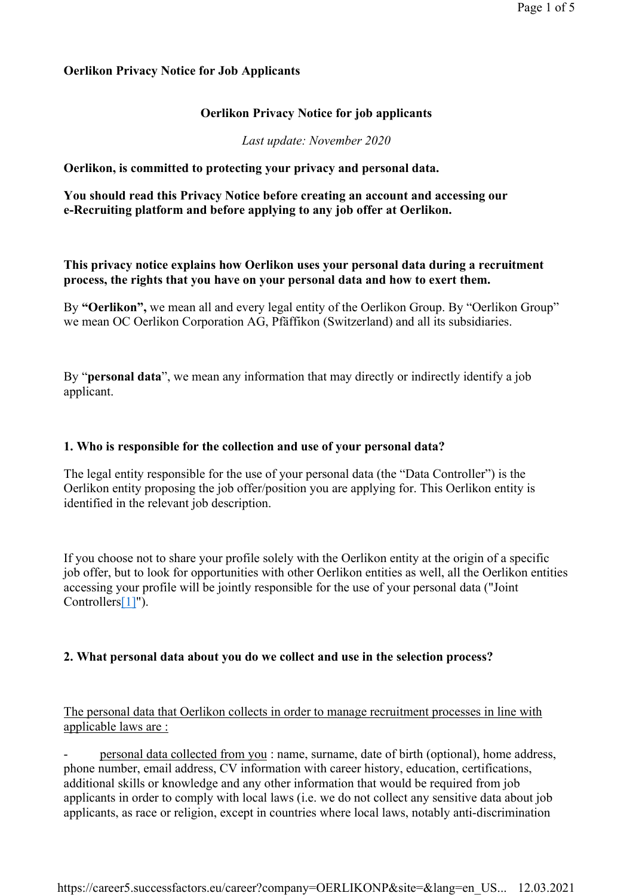**Oerlikon Privacy Notice for Job Applicants**

## Oerlikon Privacy Notice for job applicants

*Last update: November 2020*

**Oerlikon, is committed to protecting your privacy and personal data.**

**You should read this Privacy Notice before creating an account and accessing our e-Recruiting platform and before applying to any job offer at Oerlikon.**

**This privacy notice explains how Oerlikon uses your personal data during a recruitment process, the rights that you have on your personal data and how to exert them.**

By **"Oerlikon",** we mean all and every legal entity of the Oerlikon Group. By "Oerlikon Group" we mean OC Oerlikon Corporation AG, Pfäffikon (Switzerland) and all its subsidiaries.

By "**personal data**", we mean any information that may directly or indirectly identify a job applicant.

### 1. Who is responsible for the collection and use of your personal data?

The legal entity responsible for the use of your personal data (the "Data Controller") is the Oerlikon entity proposing the job offer/position you are applying for. This Oerlikon entity is identified in the relevant job description.

If you choose not to share your profile solely with the Oerlikon entity at the origin of a specific job offer, but to look for opportunities with other Oerlikon entities as well, all the Oerlikon entities accessing your profile will be jointly responsible for the use of your personal data ("Joint Controllers[1]").

### 2. What personal data about you do we collect and use in the selection process?

The personal data that Oerlikon collects in order to manage recruitment processes in line with applicable laws are :

- personal data collected from you : name, surname, date of birth (optional), home address, phone number, email address, CV information with career history, education, certifications, additional skills or knowledge and any other information that would be required from job applicants in order to comply with local laws (i.e. we do not collect any sensitive data about job applicants, as race or religion, except in countries where local laws, notably anti-discrimination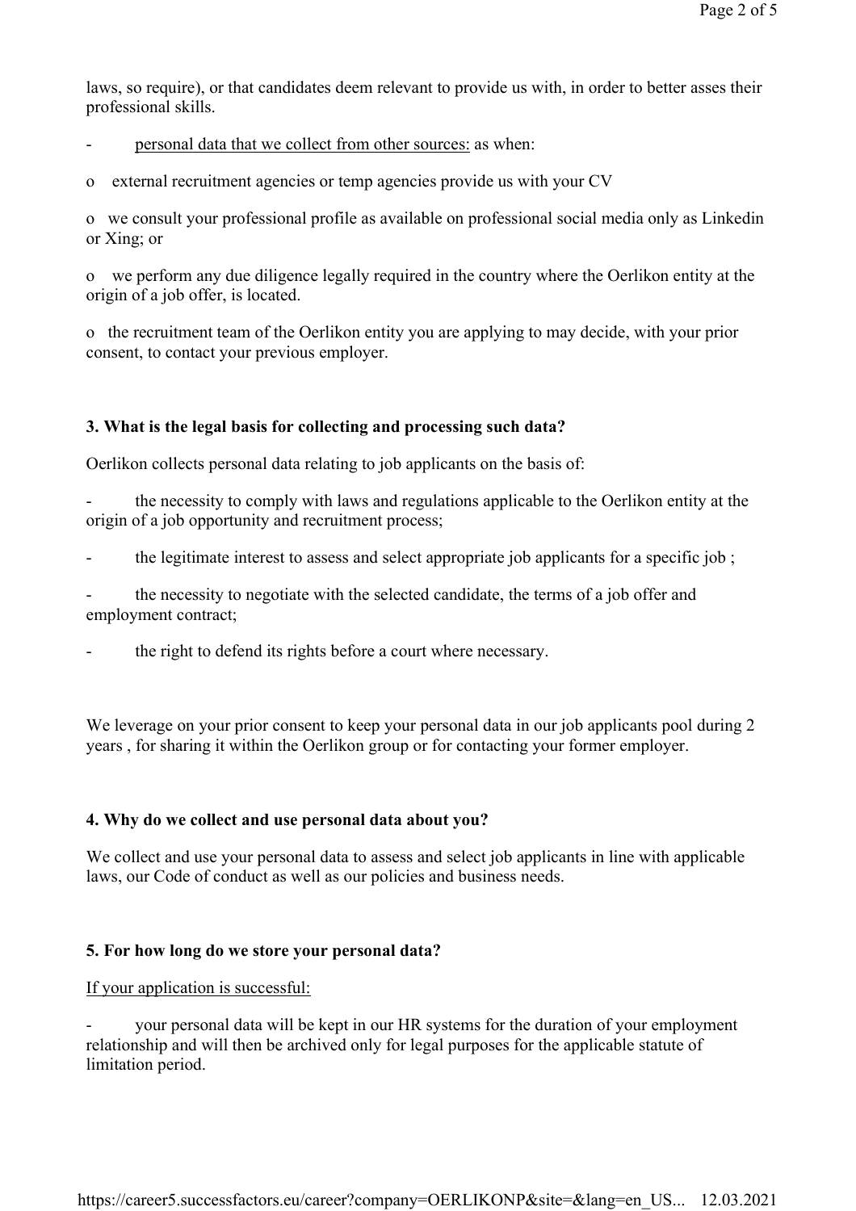laws, so require), or that candidates deem relevant to provide us with, in order to better asses their professional skills.

- <u>personal data that we collect from other sources:</u> as when:
  - o external recruitment agencies or temp agencies provide us with your CV
  - o we consult your professional profile as available on professional social media only as Linkedin or Xing; or
  - o we perform any due diligence legally required in the country where the Oerlikon entity at the origin of a job offer, is located.
  - o the recruitment team of the Oerlikon entity you are applying to may decide, with your prior consent, to contact your previous employer.

**3. What is the legal basis for collecting and processing such data?**

Oerlikon collects personal data relating to job applicants on the basis of:

- the necessity to comply with laws and regulations applicable to the Oerlikon entity at the origin of a job opportunity and recruitment process;
- the legitimate interest to assess and select appropriate job applicants for a specific job ;
- the necessity to negotiate with the selected candidate, the terms of a job offer and employment contract;
- the right to defend its rights before a court where necessary.

We leverage on your prior consent to keep your personal data in our job applicants pool during 2 years , for sharing it within the Oerlikon group or for contacting your former employer.

**4. Why do we collect and use personal data about you?**

We collect and use your personal data to assess and select job applicants in line with applicable laws, our Code of conduct as well as our policies and business needs.

**5. For how long do we store your personal data?**

<u>If your application is successful:</u>

- your personal data will be kept in our HR systems for the duration of your employment relationship and will then be archived only for legal purposes for the applicable statute of limitation period.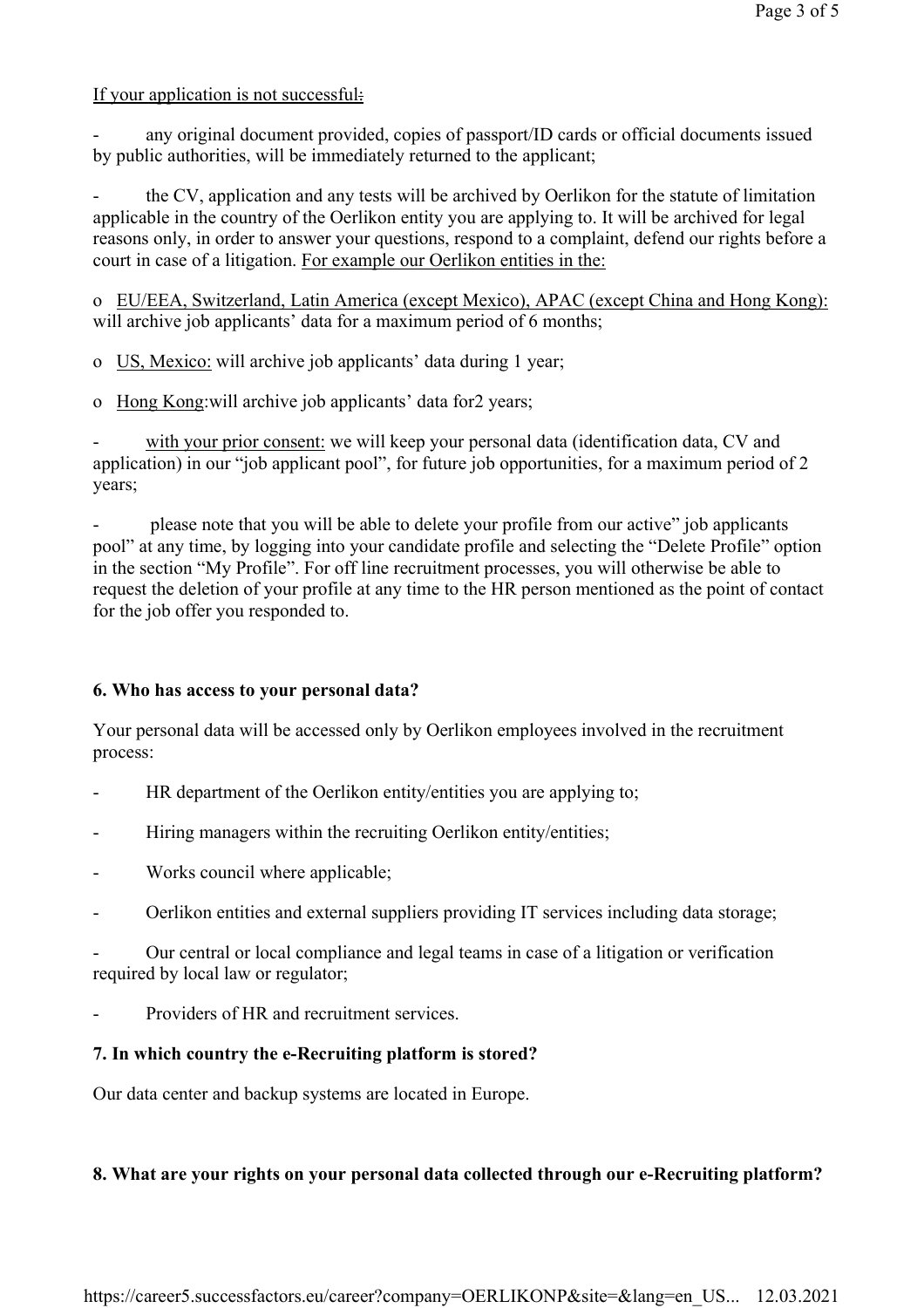If your application is not successful:

- any original document provided, copies of passport/ID cards or official documents issued by public authorities, will be immediately returned to the applicant;

- the CV, application and any tests will be archived by Oerlikon for the statute of limitation applicable in the country of the Oerlikon entity you are applying to. It will be archived for legal reasons only, in order to answer your questions, respond to a complaint, defend our rights before a court in case of a litigation. For example our Oerlikon entities in the:

  - EU/EEA, Switzerland, Latin America (except Mexico), APAC (except China and Hong Kong): will archive job applicants' data for a maximum period of 6 months;
  - US, Mexico: will archive job applicants' data during 1 year;
  - Hong Kong:will archive job applicants' data for2 years;

- with your prior consent: we will keep your personal data (identification data, CV and application) in our "job applicant pool", for future job opportunities, for a maximum period of 2 years;

- please note that you will be able to delete your profile from our active" job applicants pool" at any time, by logging into your candidate profile and selecting the "Delete Profile" option in the section "My Profile". For off line recruitment processes, you will otherwise be able to request the deletion of your profile at any time to the HR person mentioned as the point of contact for the job offer you responded to.

### 6. Who has access to your personal data?

Your personal data will be accessed only by Oerlikon employees involved in the recruitment process:

- HR department of the Oerlikon entity/entities you are applying to;
- Hiring managers within the recruiting Oerlikon entity/entities;
- Works council where applicable;
- Oerlikon entities and external suppliers providing IT services including data storage;
- Our central or local compliance and legal teams in case of a litigation or verification required by local law or regulator;
- Providers of HR and recruitment services.

### 7. In which country the e-Recruiting platform is stored?

Our data center and backup systems are located in Europe.

### 8. What are your rights on your personal data collected through our e-Recruiting platform?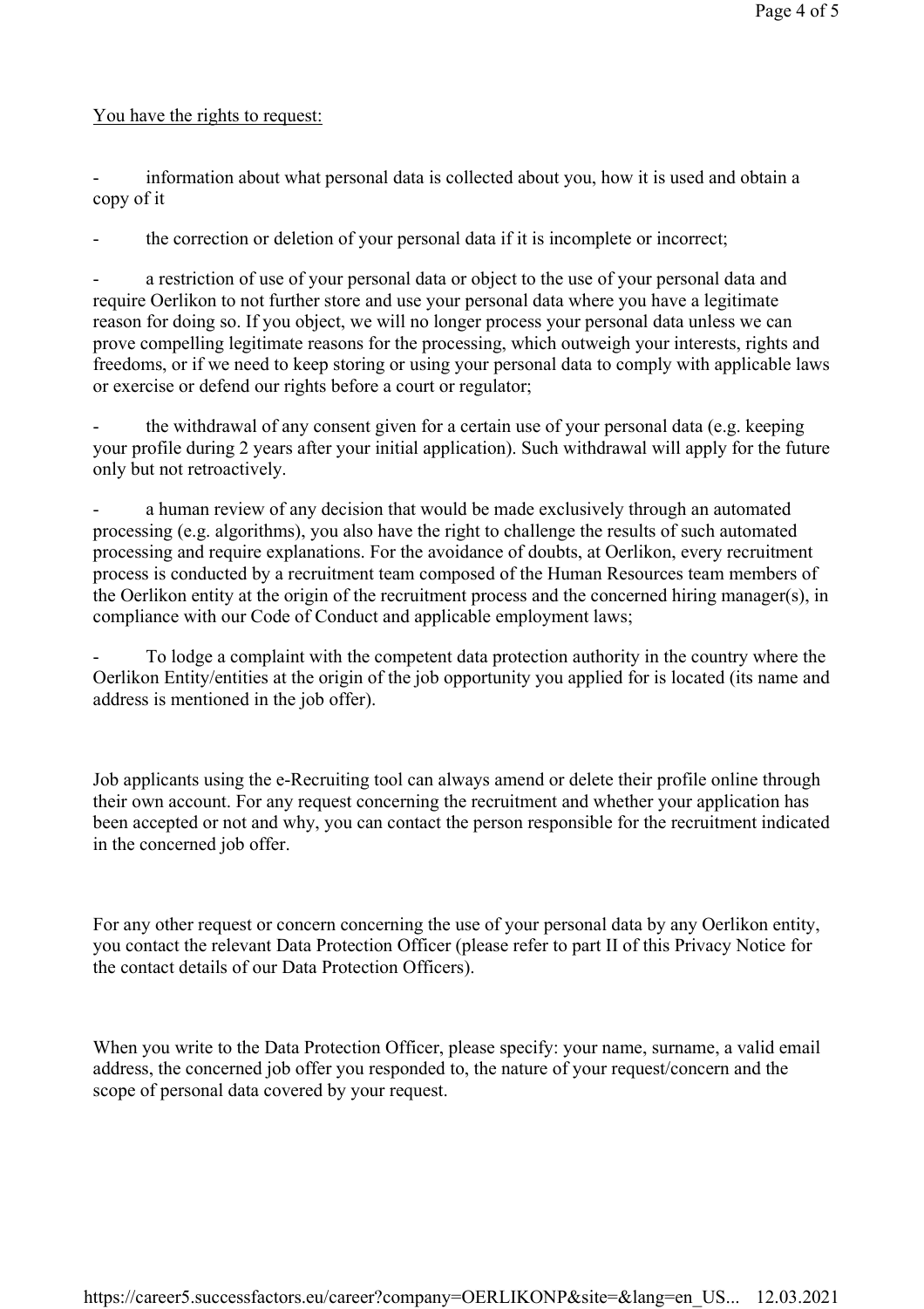<u>You have the rights to request:</u>

- information about what personal data is collected about you, how it is used and obtain a copy of it

- the correction or deletion of your personal data if it is incomplete or incorrect;

- a restriction of use of your personal data or object to the use of your personal data and require Oerlikon to not further store and use your personal data where you have a legitimate reason for doing so. If you object, we will no longer process your personal data unless we can prove compelling legitimate reasons for the processing, which outweigh your interests, rights and freedoms, or if we need to keep storing or using your personal data to comply with applicable laws or exercise or defend our rights before a court or regulator;

- the withdrawal of any consent given for a certain use of your personal data (e.g. keeping your profile during 2 years after your initial application). Such withdrawal will apply for the future only but not retroactively.

- a human review of any decision that would be made exclusively through an automated processing (e.g. algorithms), you also have the right to challenge the results of such automated processing and require explanations. For the avoidance of doubts, at Oerlikon, every recruitment process is conducted by a recruitment team composed of the Human Resources team members of the Oerlikon entity at the origin of the recruitment process and the concerned hiring manager(s), in compliance with our Code of Conduct and applicable employment laws;

- To lodge a complaint with the competent data protection authority in the country where the Oerlikon Entity/entities at the origin of the job opportunity you applied for is located (its name and address is mentioned in the job offer).

Job applicants using the e-Recruiting tool can always amend or delete their profile online through their own account. For any request concerning the recruitment and whether your application has been accepted or not and why, you can contact the person responsible for the recruitment indicated in the concerned job offer.

For any other request or concern concerning the use of your personal data by any Oerlikon entity, you contact the relevant Data Protection Officer (please refer to part II of this Privacy Notice for the contact details of our Data Protection Officers).

When you write to the Data Protection Officer, please specify: your name, surname, a valid email address, the concerned job offer you responded to, the nature of your request/concern and the scope of personal data covered by your request.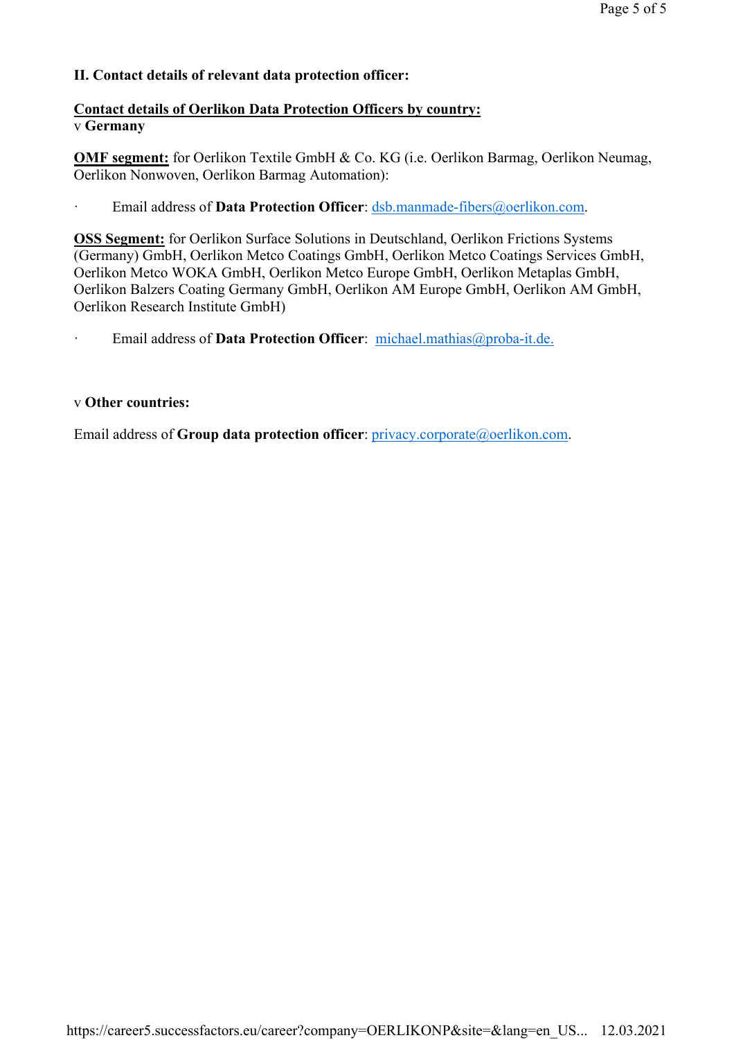**II. Contact details of relevant data protection officer:**

**Contact details of Oerlikon Data Protection Officers by country:**

v **Germany**

**OMF segment:** for Oerlikon Textile GmbH & Co. KG (i.e. Oerlikon Barmag, Oerlikon Neumag, Oerlikon Nonwoven, Oerlikon Barmag Automation):

- Email address of **Data Protection Officer**: dsb.manmade-fibers@oerlikon.com.

**OSS Segment:** for Oerlikon Surface Solutions in Deutschland, Oerlikon Frictions Systems (Germany) GmbH, Oerlikon Metco Coatings GmbH, Oerlikon Metco Coatings Services GmbH, Oerlikon Metco WOKA GmbH, Oerlikon Metco Europe GmbH, Oerlikon Metaplas GmbH, Oerlikon Balzers Coating Germany GmbH, Oerlikon AM Europe GmbH, Oerlikon AM GmbH, Oerlikon Research Institute GmbH)

- Email address of **Data Protection Officer**: michael.mathias@proba-it.de.

v **Other countries:**

Email address of **Group data protection officer**: privacy.corporate@oerlikon.com.